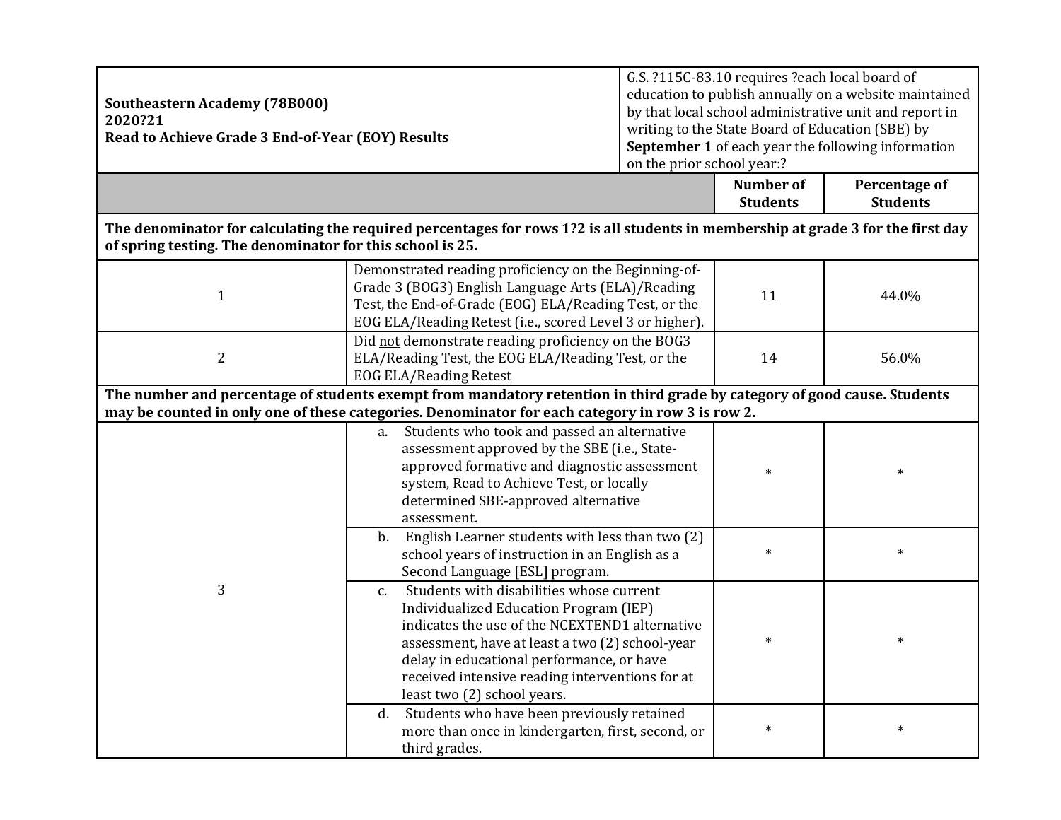| **Southeastern Academy (78B000)**<br>**2020?21**<br>**Read to Achieve Grade 3 End-of-Year (EOY) Results** | | G.S. ?115C-83.10 requires ?each local board of education to publish annually on a website maintained by that local school administrative unit and report in writing to the State Board of Education (SBE) by **September 1** of each year the following information on the prior school year:? | |
|---|---|---|---|
| | | **Number of Students** | **Percentage of Students** |
| **The denominator for calculating the required percentages for rows 1?2 is all students in membership at grade 3 for the first day of spring testing. The denominator for this school is 25.** | | | |
| 1 | Demonstrated reading proficiency on the Beginning-of-Grade 3 (BOG3) English Language Arts (ELA)/Reading Test, the End-of-Grade (EOG) ELA/Reading Test, or the EOG ELA/Reading Retest (i.e., scored Level 3 or higher). | 11 | 44.0% |
| 2 | Did not demonstrate reading proficiency on the BOG3 ELA/Reading Test, the EOG ELA/Reading Test, or the EOG ELA/Reading Retest | 14 | 56.0% |
| **The number and percentage of students exempt from mandatory retention in third grade by category of good cause. Students may be counted in only one of these categories. Denominator for each category in row 3 is row 2.** | | | |
| 3 | a. Students who took and passed an alternative assessment approved by the SBE (i.e., State-approved formative and diagnostic assessment system, Read to Achieve Test, or locally determined SBE-approved alternative assessment. | * | * |
| | b. English Learner students with less than two (2) school years of instruction in an English as a Second Language [ESL] program. | * | * |
| | c. Students with disabilities whose current Individualized Education Program (IEP) indicates the use of the NCEXTEND1 alternative assessment, have at least a two (2) school-year delay in educational performance, or have received intensive reading interventions for at least two (2) school years. | * | * |
| | d. Students who have been previously retained more than once in kindergarten, first, second, or third grades. | * | * |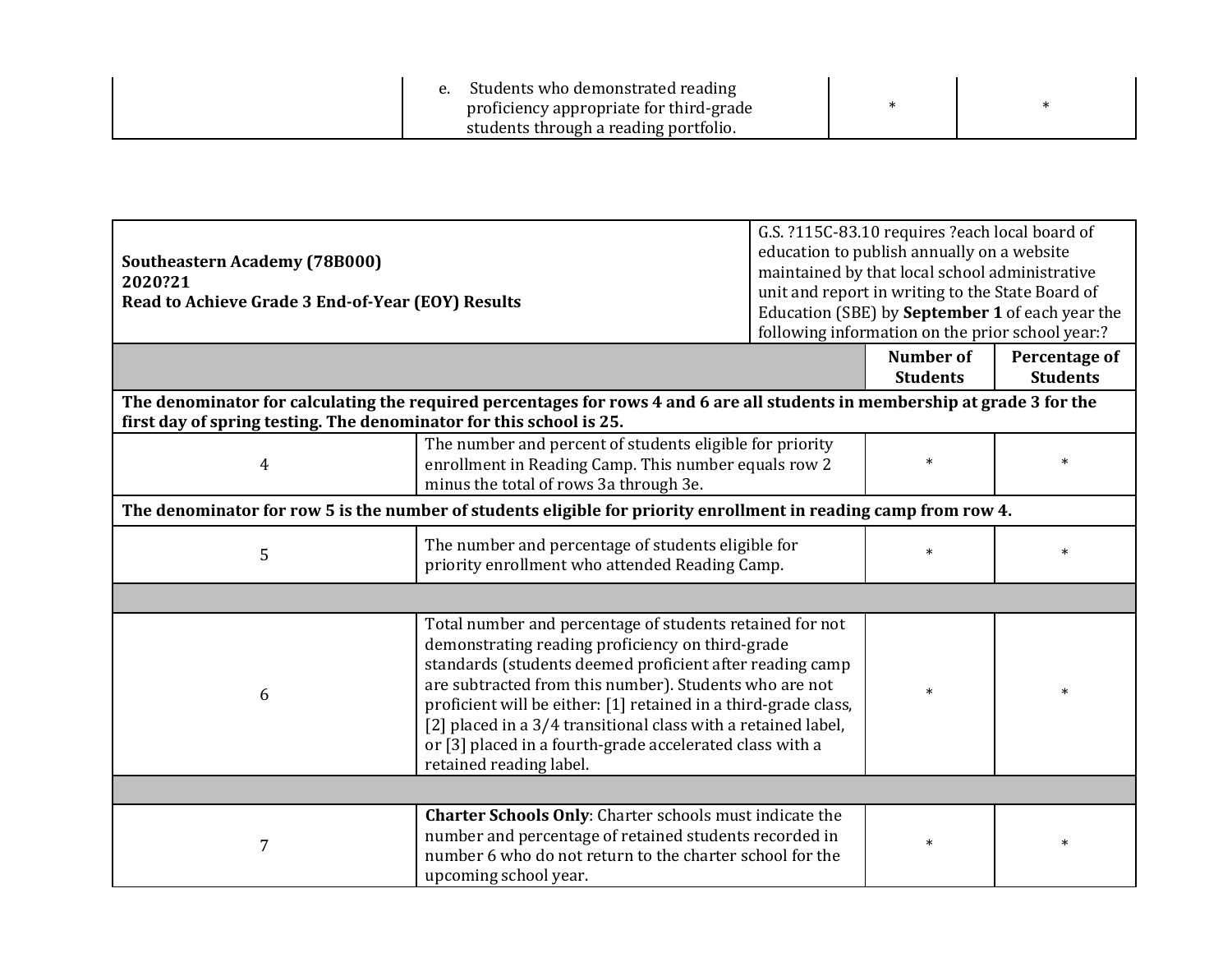|  | e. Students who demonstrated reading proficiency appropriate for third-grade students through a reading portfolio. | * | * |
|---|---|---|---|

| **Southeastern Academy (78B000)**<br>**2020?21**<br>**Read to Achieve Grade 3 End-of-Year (EOY) Results** | G.S. ?115C-83.10 requires ?each local board of education to publish annually on a website maintained by that local school administrative unit and report in writing to the State Board of Education (SBE) by **September 1** of each year the following information on the prior school year:? | | |
|---|---|---|---|
| | | **Number of Students** | **Percentage of Students** |
| **The denominator for calculating the required percentages for rows 4 and 6 are all students in membership at grade 3 for the first day of spring testing. The denominator for this school is 25.** | | | |
| 4 | The number and percent of students eligible for priority enrollment in Reading Camp. This number equals row 2 minus the total of rows 3a through 3e. | * | * |
| **The denominator for row 5 is the number of students eligible for priority enrollment in reading camp from row 4.** | | | |
| 5 | The number and percentage of students eligible for priority enrollment who attended Reading Camp. | * | * |
| | | | |
| 6 | Total number and percentage of students retained for not demonstrating reading proficiency on third-grade standards (students deemed proficient after reading camp are subtracted from this number). Students who are not proficient will be either: [1] retained in a third-grade class, [2] placed in a 3/4 transitional class with a retained label, or [3] placed in a fourth-grade accelerated class with a retained reading label. | * | * |
| | | | |
| 7 | **Charter Schools Only**: Charter schools must indicate the number and percentage of retained students recorded in number 6 who do not return to the charter school for the upcoming school year. | * | * |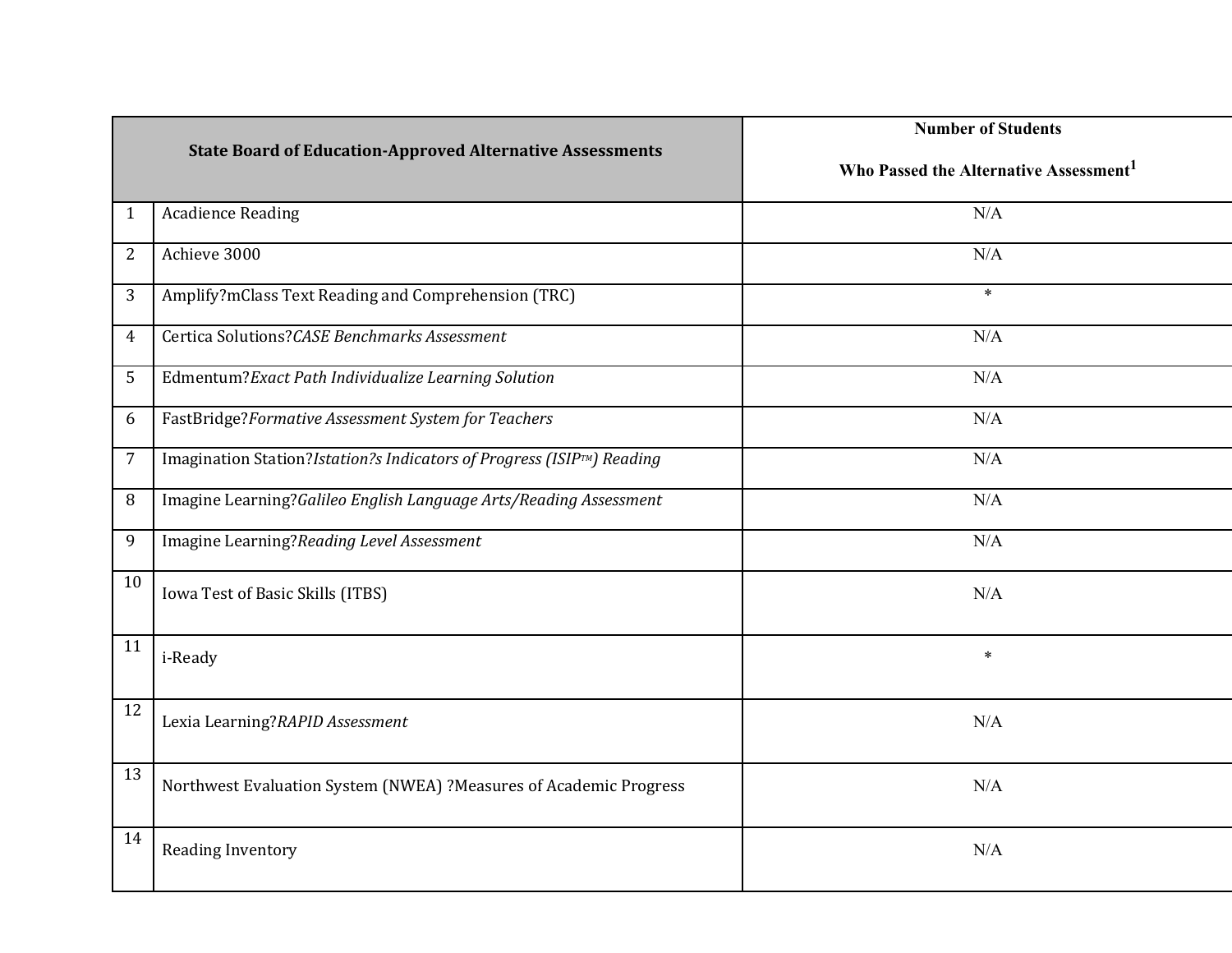| | State Board of Education-Approved Alternative Assessments | Number of Students Who Passed the Alternative Assessment[1] |
|---|---|---|
| 1 | Acadience Reading | N/A |
| 2 | Achieve 3000 | N/A |
| 3 | Amplify?mClass Text Reading and Comprehension (TRC) | * |
| 4 | Certica Solutions?*CASE Benchmarks Assessment* | N/A |
| 5 | Edmentum?*Exact Path Individualize Learning Solution* | N/A |
| 6 | FastBridge?*Formative Assessment System for Teachers* | N/A |
| 7 | Imagination Station?*Istation?s Indicators of Progress (ISIP™) Reading* | N/A |
| 8 | Imagine Learning?*Galileo English Language Arts/Reading Assessment* | N/A |
| 9 | Imagine Learning?*Reading Level Assessment* | N/A |
| 10 | Iowa Test of Basic Skills (ITBS) | N/A |
| 11 | i-Ready | * |
| 12 | Lexia Learning?*RAPID Assessment* | N/A |
| 13 | Northwest Evaluation System (NWEA) ?Measures of Academic Progress | N/A |
| 14 | Reading Inventory | N/A |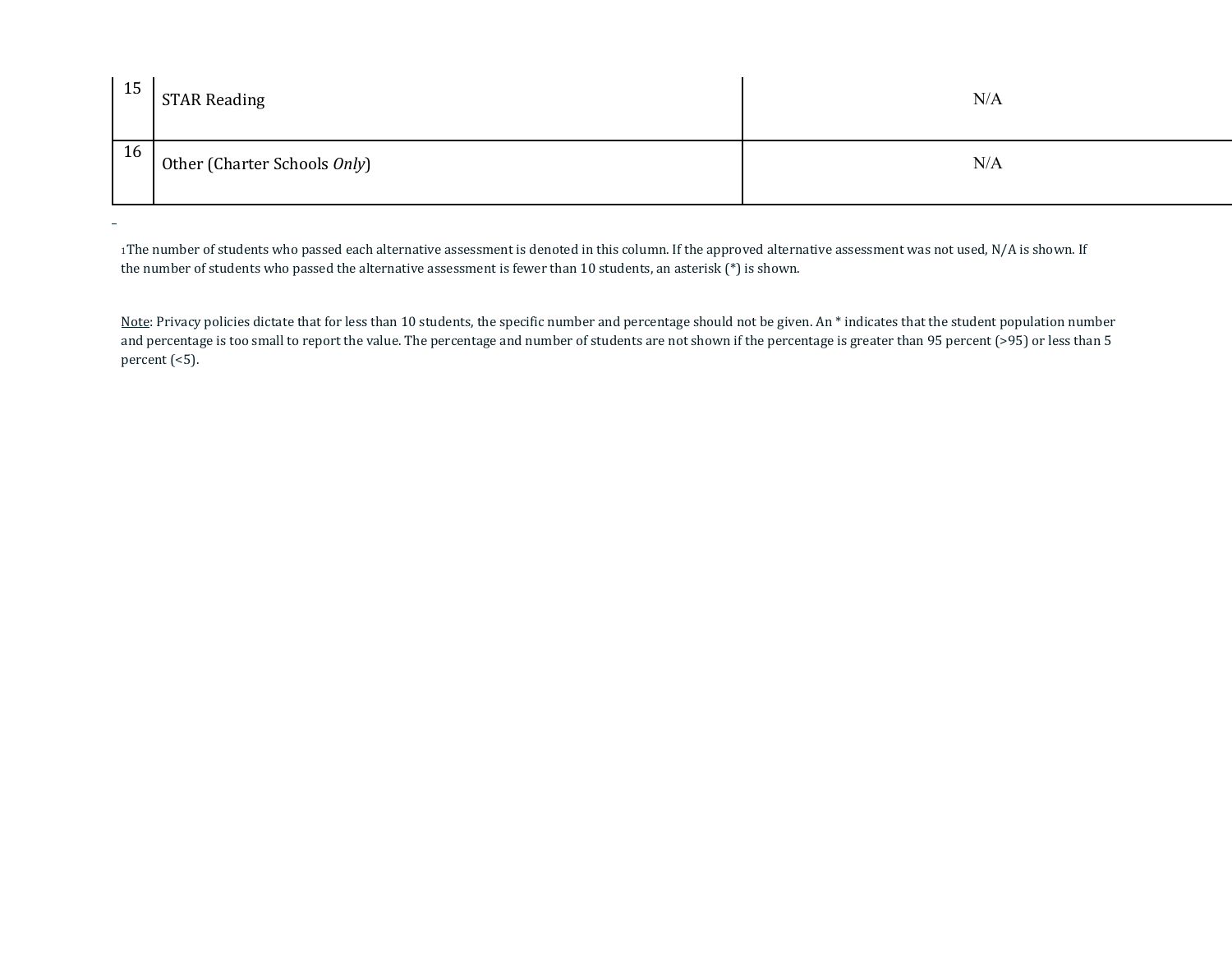| | | |
|---|---|---|
| 15 | STAR Reading | N/A |
| 16 | Other (Charter Schools *Only*) | N/A |

[1]The number of students who passed each alternative assessment is denoted in this column. If the approved alternative assessment was not used, N/A is shown. If the number of students who passed the alternative assessment is fewer than 10 students, an asterisk (*) is shown.

Note: Privacy policies dictate that for less than 10 students, the specific number and percentage should not be given. An * indicates that the student population number and percentage is too small to report the value. The percentage and number of students are not shown if the percentage is greater than 95 percent (>95) or less than 5 percent (<5).